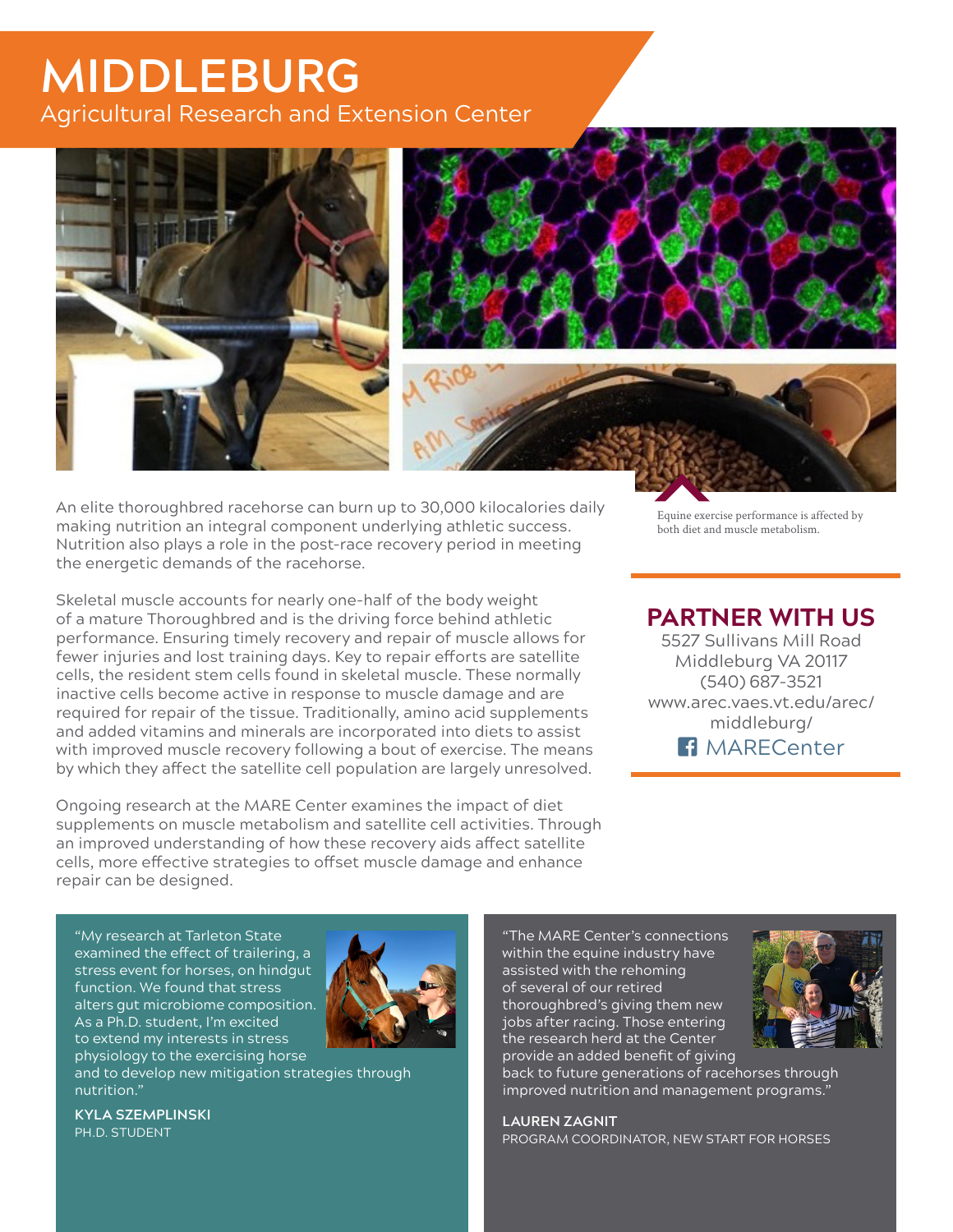# MIDDLEBURG

## Agricultural Research and Extension Center

Equine exercise performance is affected by both diet and muscle metabolism.

An elite thoroughbred racehorse can burn up to 30,000 kilocalories daily making nutrition an integral component underlying athletic success. Nutrition also plays a role in the post-race recovery period in meeting the energetic demands of the racehorse.

Skeletal muscle accounts for nearly one-half of the body weight of a mature Thoroughbred and is the driving force behind athletic performance. Ensuring timely recovery and repair of muscle allows for fewer injuries and lost training days. Key to repair efforts are satellite cells, the resident stem cells found in skeletal muscle. These normally inactive cells become active in response to muscle damage and are required for repair of the tissue. Traditionally, amino acid supplements and added vitamins and minerals are incorporated into diets to assist with improved muscle recovery following a bout of exercise. The means by which they affect the satellite cell population are largely unresolved.

Ongoing research at the MARE Center examines the impact of diet supplements on muscle metabolism and satellite cell activities. Through an improved understanding of how these recovery aids affect satellite cells, more effective strategies to offset muscle damage and enhance repair can be designed.

## PARTNER WITH US

5527 Sullivans Mill Road
Middleburg VA 20117
(540) 687-3521
www.arec.vaes.vt.edu/arec/middleburg/
MARECenter

"My research at Tarleton State examined the effect of trailering, a stress event for horses, on hindgut function. We found that stress alters gut microbiome composition. As a Ph.D. student, I'm excited to extend my interests in stress physiology to the exercising horse and to develop new mitigation strategies through nutrition."

**KYLA SZEMPLINSKI**
PH.D. STUDENT

"The MARE Center's connections within the equine industry have assisted with the rehoming of several of our retired thoroughbred's giving them new jobs after racing. Those entering the research herd at the Center provide an added benefit of giving back to future generations of racehorses through improved nutrition and management programs."

**LAUREN ZAGNIT**
PROGRAM COORDINATOR, NEW START FOR HORSES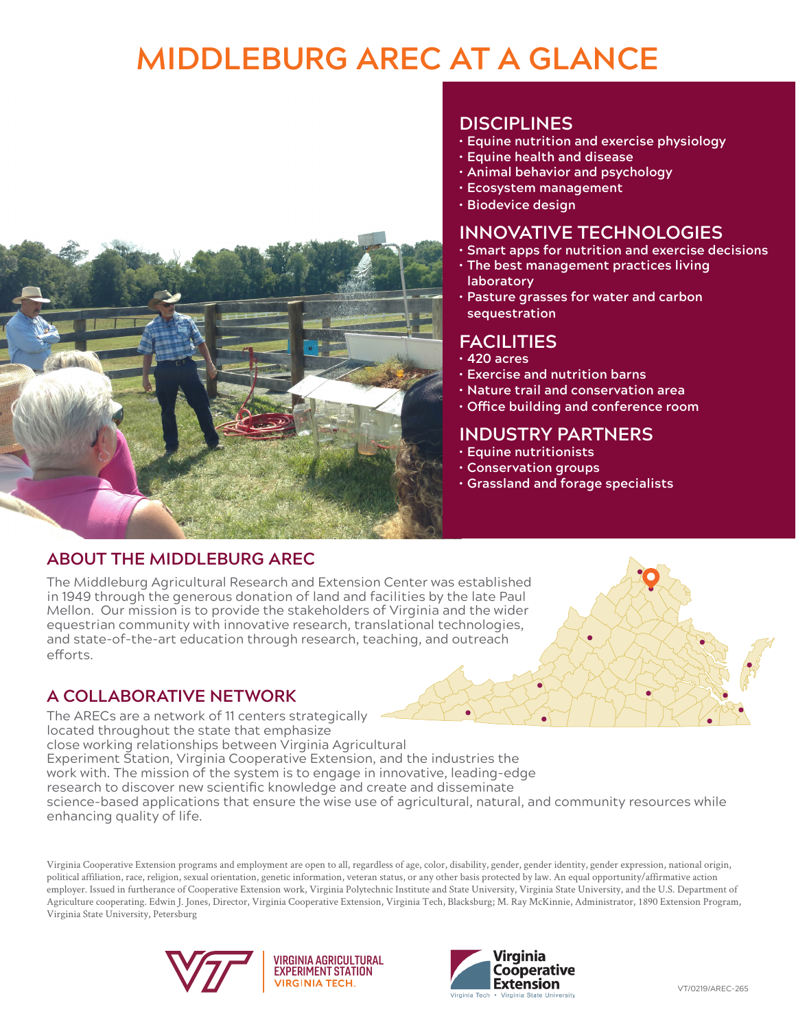# MIDDLEBURG AREC AT A GLANCE

## DISCIPLINES

- Equine nutrition and exercise physiology
- Equine health and disease
- Animal behavior and psychology
- Ecosystem management
- Biodevice design

## INNOVATIVE TECHNOLOGIES

- Smart apps for nutrition and exercise decisions
- The best management practices living laboratory
- Pasture grasses for water and carbon sequestration

## FACILITIES

- 420 acres
- Exercise and nutrition barns
- Nature trail and conservation area
- Office building and conference room

## INDUSTRY PARTNERS

- Equine nutritionists
- Conservation groups
- Grassland and forage specialists

## ABOUT THE MIDDLEBURG AREC

The Middleburg Agricultural Research and Extension Center was established in 1949 through the generous donation of land and facilities by the late Paul Mellon. Our mission is to provide the stakeholders of Virginia and the wider equestrian community with innovative research, translational technologies, and state-of-the-art education through research, teaching, and outreach efforts.

## A COLLABORATIVE NETWORK

The ARECs are a network of 11 centers strategically located throughout the state that emphasize close working relationships between Virginia Agricultural Experiment Station, Virginia Cooperative Extension, and the industries the work with. The mission of the system is to engage in innovative, leading-edge research to discover new scientific knowledge and create and disseminate science-based applications that ensure the wise use of agricultural, natural, and community resources while enhancing quality of life.

Virginia Cooperative Extension programs and employment are open to all, regardless of age, color, disability, gender, gender identity, gender expression, national origin, political affiliation, race, religion, sexual orientation, genetic information, veteran status, or any other basis protected by law. An equal opportunity/affirmative action employer. Issued in furtherance of Cooperative Extension work, Virginia Polytechnic Institute and State University, Virginia State University, and the U.S. Department of Agriculture cooperating. Edwin J. Jones, Director, Virginia Cooperative Extension, Virginia Tech, Blacksburg; M. Ray McKinnie, Administrator, 1890 Extension Program, Virginia State University, Petersburg

VIRGINIA AGRICULTURAL EXPERIMENT STATION
VIRGINIA TECH.

Virginia Cooperative Extension
Virginia Tech • Virginia State University

VT/0219/AREC-265